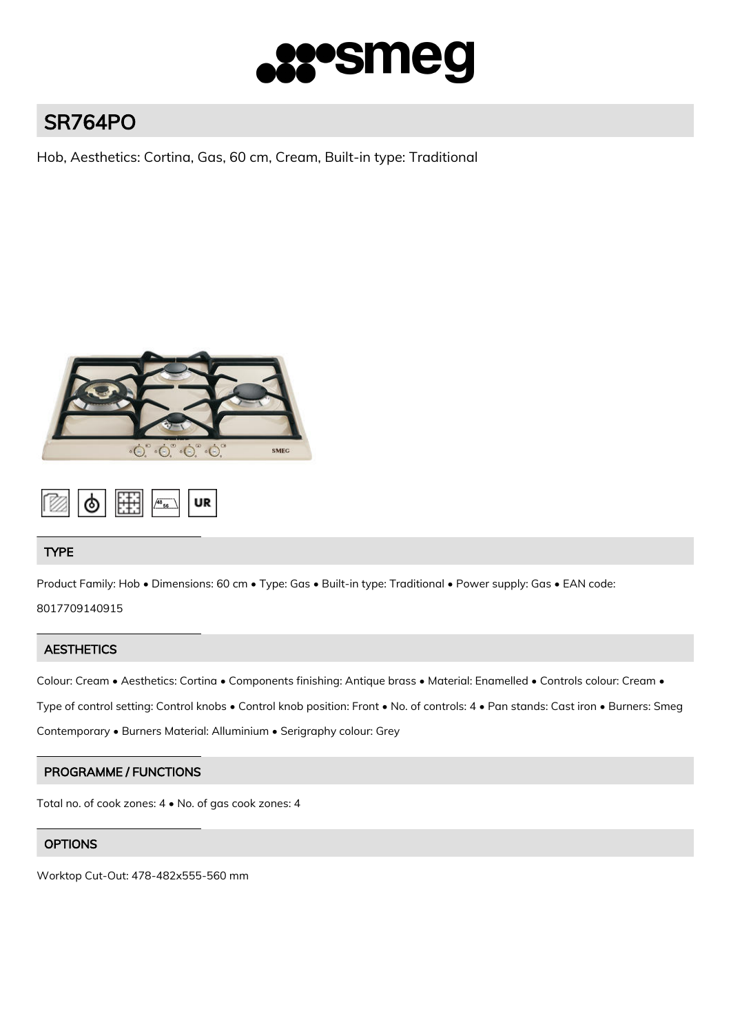# SR764PO

Hob, Aesthetics: Cortina, Gas, 60 cm, Cream, Built-in type: Traditional

## TYPE

Product Family: Hob • Dimensions: 60 cm • Type: Gas • Built-in type: Traditional • Power supply: Gas • EAN code: 8017709140915

## AESTHETICS

Colour: Cream • Aesthetics: Cortina • Components finishing: Antique brass • Material: Enamelled • Controls colour: Cream • Type of control setting: Control knobs • Control knob position: Front • No. of controls: 4 • Pan stands: Cast iron • Burners: Smeg Contemporary • Burners Material: Alluminium • Serigraphy colour: Grey

## PROGRAMME / FUNCTIONS

Total no. of cook zones: 4 • No. of gas cook zones: 4

## OPTIONS

Worktop Cut-Out: 478-482x555-560 mm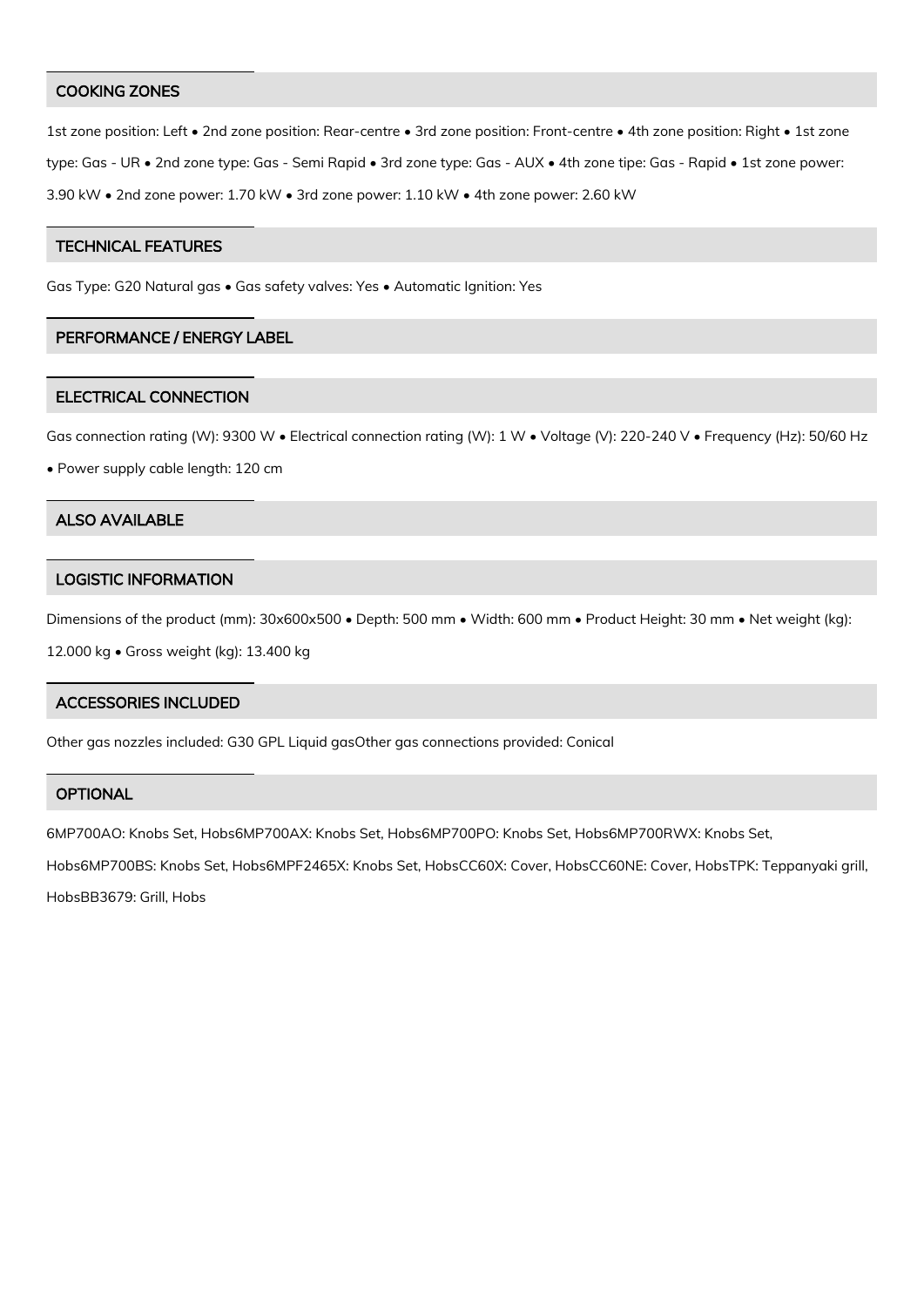## COOKING ZONES

1st zone position: Left • 2nd zone position: Rear-centre • 3rd zone position: Front-centre • 4th zone position: Right • 1st zone type: Gas - UR • 2nd zone type: Gas - Semi Rapid • 3rd zone type: Gas - AUX • 4th zone tipe: Gas - Rapid • 1st zone power: 3.90 kW • 2nd zone power: 1.70 kW • 3rd zone power: 1.10 kW • 4th zone power: 2.60 kW

## TECHNICAL FEATURES

Gas Type: G20 Natural gas • Gas safety valves: Yes • Automatic Ignition: Yes

## PERFORMANCE / ENERGY LABEL

## ELECTRICAL CONNECTION

Gas connection rating (W): 9300 W • Electrical connection rating (W): 1 W • Voltage (V): 220-240 V • Frequency (Hz): 50/60 Hz • Power supply cable length: 120 cm

## ALSO AVAILABLE

## LOGISTIC INFORMATION

Dimensions of the product (mm): 30x600x500 • Depth: 500 mm • Width: 600 mm • Product Height: 30 mm • Net weight (kg): 12.000 kg • Gross weight (kg): 13.400 kg

## ACCESSORIES INCLUDED

Other gas nozzles included: G30 GPL Liquid gasOther gas connections provided: Conical

## OPTIONAL

6MP700AO: Knobs Set, Hobs6MP700AX: Knobs Set, Hobs6MP700PO: Knobs Set, Hobs6MP700RWX: Knobs Set, Hobs6MP700BS: Knobs Set, Hobs6MPF2465X: Knobs Set, HobsCC60X: Cover, HobsCC60NE: Cover, HobsTPK: Teppanyaki grill, HobsBB3679: Grill, Hobs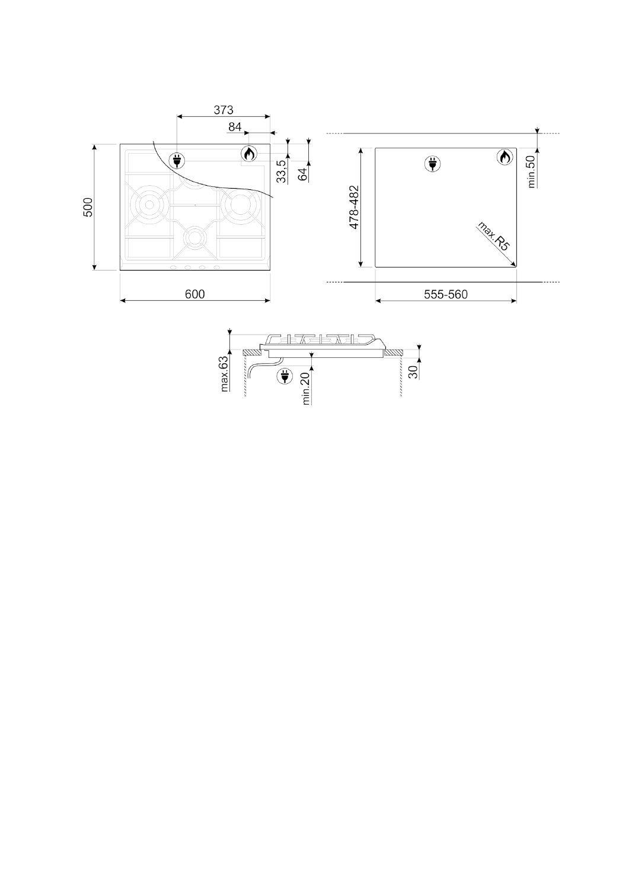373

84

33,5

64

500

600

min.50

478-482

max.R5

555-560

max.63

min.20

30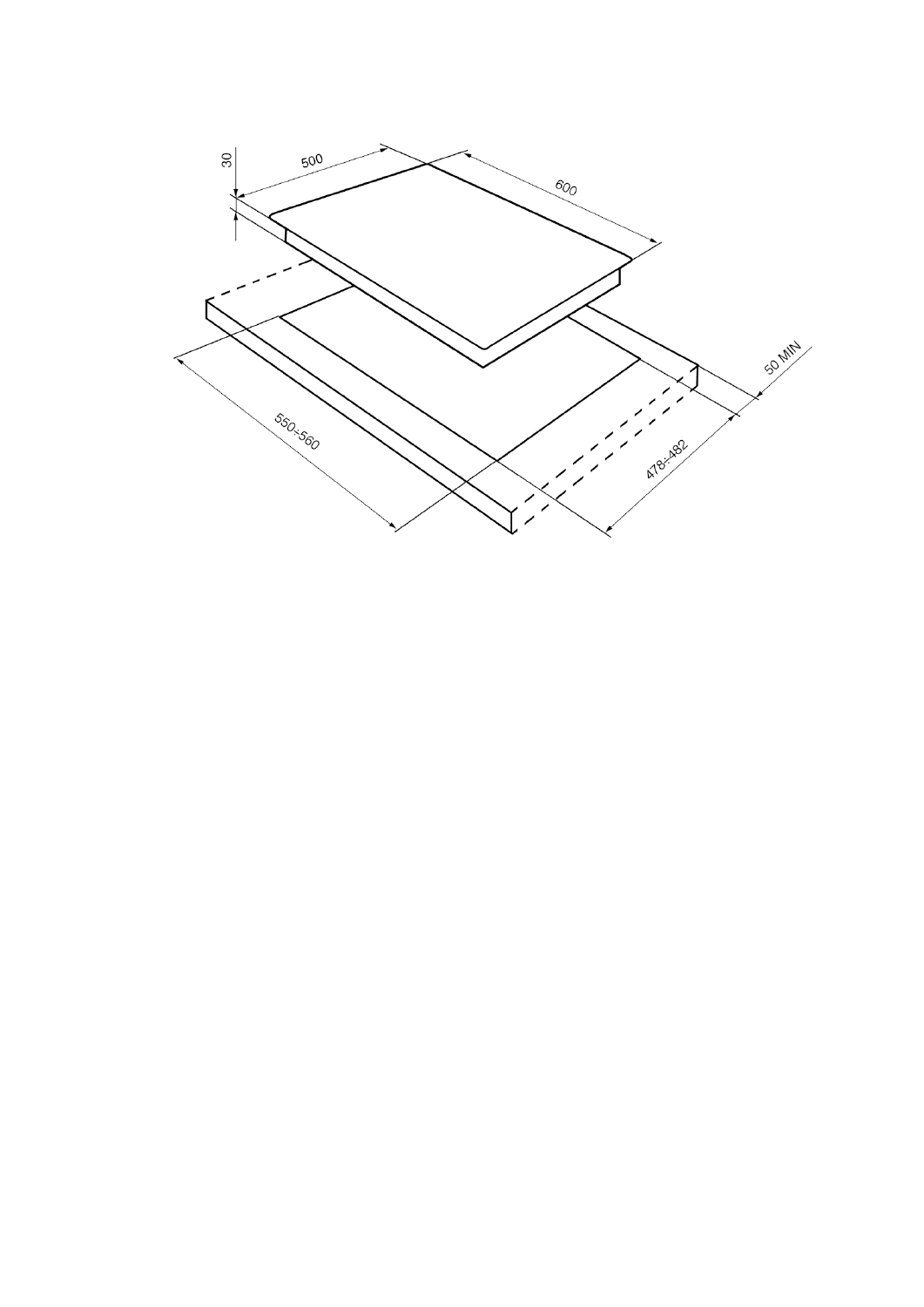30

500

600

50 MIN

550÷560

478÷482